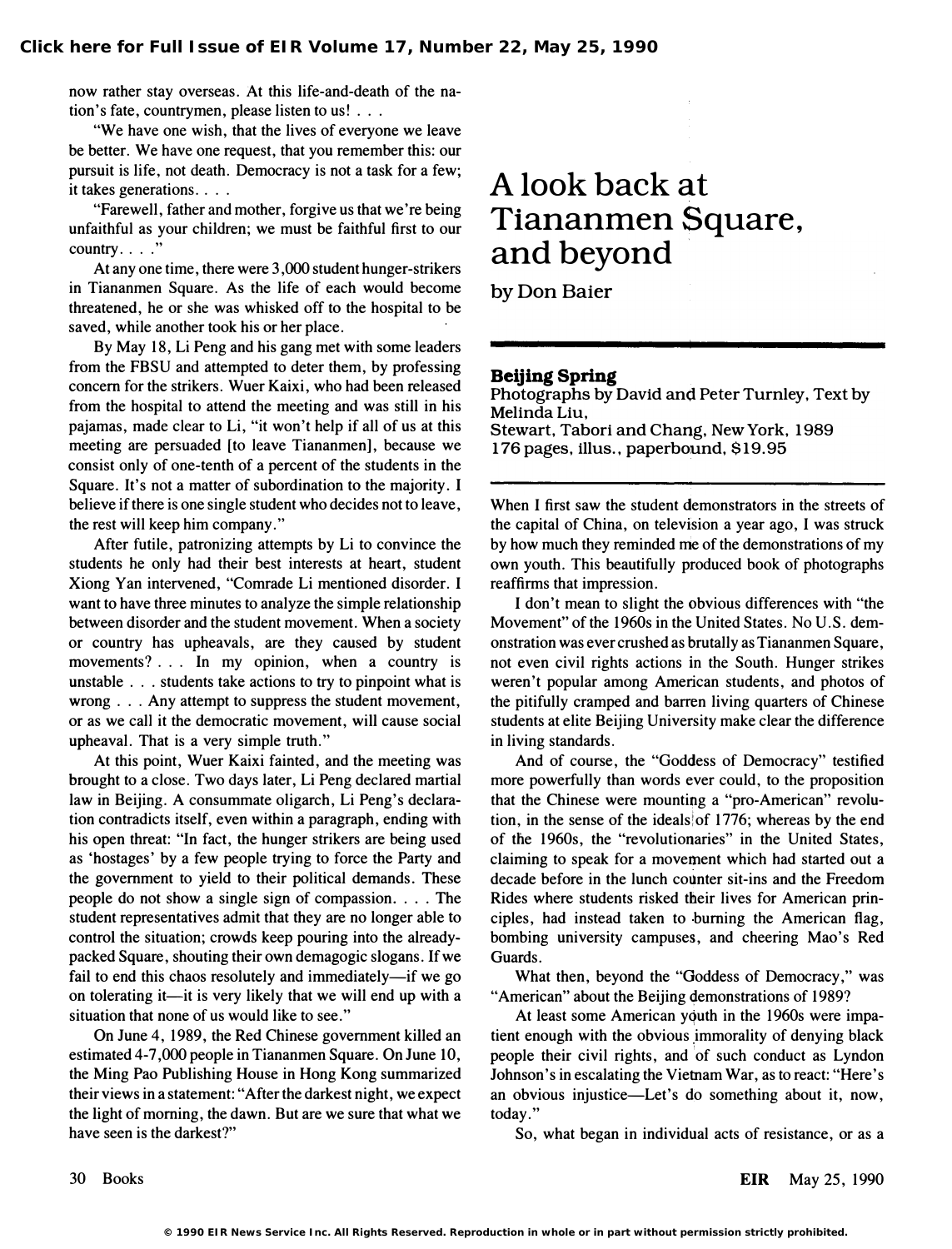now rather stay overseas. At this life-and-death of the nation's fate, countrymen, please listen to us! . . .

"We have one wish, that the lives of everyone we leave be better. We have one request, that you remember this: our pursuit is life, not death. Democracy is not a task for a few; it takes generations. . . .

"Farewell, father and mother, forgive us that we're being unfaithful as your children; we must be faithful first to our country. . . ."

At any one time, there were 3,000 student hunger-strikers in Tiananmen Square. As the life of each would become threatened, he or she was whisked off to the hospital to be saved, while another took his or her place.

By May 18, Li Peng and his gang met with some leaders from the FBSU and attempted to deter them, by professing concern for the strikers. Wuer Kaixi, who had been released from the hospital to attend the meeting and was still in his pajamas, made clear to Li, "it won't help if all of us at this meeting are persuaded [to leave Tiananmen], because we consist only of one-tenth of a percent of the students in the Square. It's not a matter of subordination to the majority. I believe if there is one single student who decides not to leave, the rest will keep him company."

After futile, patronizing attempts by Li to convince the students he only had their best interests at heart, student Xiong Yan intervened, "Comrade Li mentioned disorder. I want to have three minutes to analyze the simple relationship between disorder and the student movement. When a society or country has upheavals, are they caused by student movements? . . . In my opinion, when a country is unstable . . . students take actions to try to pinpoint what is wrong . . . Any attempt to suppress the student movement, or as we call it the democratic movement, will cause social upheaval. That is a very simple truth."

At this point, Wuer Kaixi fainted, and the meeting was brought to a close. Two days later, Li Peng declared martial law in Beijing. A consummate oligarch, Li Peng's declaration contradicts itself, even within a paragraph, ending with his open threat: "In fact, the hunger strikers are being used as 'hostages' by a few people trying to force the Party and the government to yield to their political demands. These people do not show a single sign of compassion. . . . The student representatives admit that they are no longer able to control the situation; crowds keep pouring into the already-packed Square, shouting their own demagogic slogans. If we fail to end this chaos resolutely and immediately—if we go on tolerating it—it is very likely that we will end up with a situation that none of us would like to see."

On June 4, 1989, the Red Chinese government killed an estimated 4-7,000 people in Tiananmen Square. On June 10, the Ming Pao Publishing House in Hong Kong summarized their views in a statement: "After the darkest night, we expect the light of morning, the dawn. But are we sure that what we have seen is the darkest?"

# A look back at Tiananmen Square, and beyond

by Don Baier

**Beijing Spring**
Photographs by David and Peter Turnley, Text by Melinda Liu,
Stewart, Tabori and Chang, New York, 1989
176 pages, illus., paperbound, $19.95

When I first saw the student demonstrators in the streets of the capital of China, on television a year ago, I was struck by how much they reminded me of the demonstrations of my own youth. This beautifully produced book of photographs reaffirms that impression.

I don't mean to slight the obvious differences with "the Movement" of the 1960s in the United States. No U.S. demonstration was ever crushed as brutally as Tiananmen Square, not even civil rights actions in the South. Hunger strikes weren't popular among American students, and photos of the pitifully cramped and barren living quarters of Chinese students at elite Beijing University make clear the difference in living standards.

And of course, the "Goddess of Democracy" testified more powerfully than words ever could, to the proposition that the Chinese were mounting a "pro-American" revolution, in the sense of the ideals of 1776; whereas by the end of the 1960s, the "revolutionaries" in the United States, claiming to speak for a movement which had started out a decade before in the lunch counter sit-ins and the Freedom Rides where students risked their lives for American principles, had instead taken to burning the American flag, bombing university campuses, and cheering Mao's Red Guards.

What then, beyond the "Goddess of Democracy," was "American" about the Beijing demonstrations of 1989?

At least some American youth in the 1960s were impatient enough with the obvious immorality of denying black people their civil rights, and of such conduct as Lyndon Johnson's in escalating the Vietnam War, as to react: "Here's an obvious injustice—Let's do something about it, now, today."

So, what began in individual acts of resistance, or as a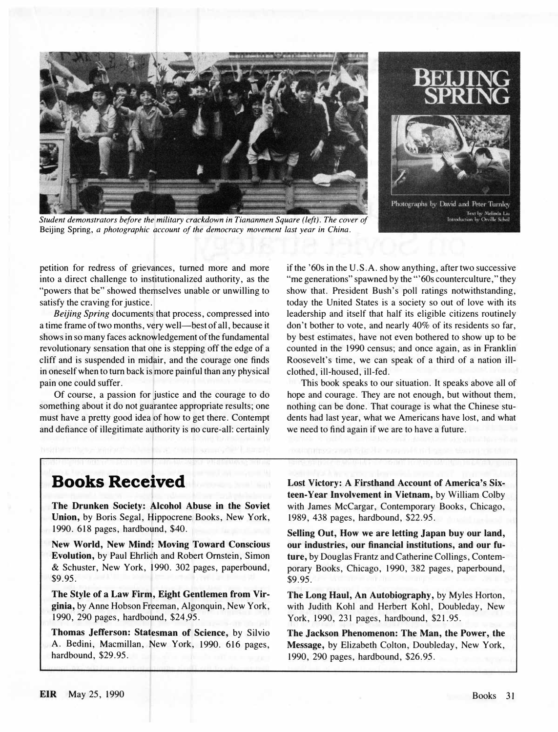*Student demonstrators before the military crackdown in Tiananmen Square (left). The cover of* Beijing Spring, *a photographic account of the democracy movement last year in China.*

petition for redress of grievances, turned more and more into a direct challenge to institutionalized authority, as the "powers that be" showed themselves unable or unwilling to satisfy the craving for justice.

*Beijing Spring* documents that process, compressed into a time frame of two months, very well—best of all, because it shows in so many faces acknowledgement of the fundamental revolutionary sensation that one is stepping off the edge of a cliff and is suspended in midair, and the courage one finds in oneself when to turn back is more painful than any physical pain one could suffer.

Of course, a passion for justice and the courage to do something about it do not guarantee appropriate results; one must have a pretty good idea of how to get there. Contempt and defiance of illegitimate authority is no cure-all: certainly if the '60s in the U.S.A. show anything, after two successive "me generations" spawned by the "'60s counterculture," they show that. President Bush's poll ratings notwithstanding, today the United States is a society so out of love with its leadership and itself that half its eligible citizens routinely don't bother to vote, and nearly 40% of its residents so far, by best estimates, have not even bothered to show up to be counted in the 1990 census; and once again, as in Franklin Roosevelt's time, we can speak of a third of a nation ill-clothed, ill-housed, ill-fed.

This book speaks to our situation. It speaks above all of hope and courage. They are not enough, but without them, nothing can be done. That courage is what the Chinese students had last year, what we Americans have lost, and what we need to find again if we are to have a future.

## Books Received

**The Drunken Society: Alcohol Abuse in the Soviet Union,** by Boris Segal, Hippocrene Books, New York, 1990. 618 pages, hardbound, $40.

**New World, New Mind: Moving Toward Conscious Evolution,** by Paul Ehrlich and Robert Ornstein, Simon & Schuster, New York, 1990. 302 pages, paperbound, $9.95.

**The Style of a Law Firm, Eight Gentlemen from Virginia,** by Anne Hobson Freeman, Algonquin, New York, 1990, 290 pages, hardbound, $24,95.

**Thomas Jefferson: Statesman of Science,** by Silvio A. Bedini, Macmillan, New York, 1990. 616 pages, hardbound, $29.95.

**Lost Victory: A Firsthand Account of America's Sixteen-Year Involvement in Vietnam,** by William Colby with James McCargar, Contemporary Books, Chicago, 1989, 438 pages, hardbound, $22.95.

**Selling Out, How we are letting Japan buy our land, our industries, our financial institutions, and our future,** by Douglas Frantz and Catherine Collings, Contemporary Books, Chicago, 1990, 382 pages, paperbound, $9.95.

**The Long Haul, An Autobiography,** by Myles Horton, with Judith Kohl and Herbert Kohl, Doubleday, New York, 1990, 231 pages, hardbound, $21.95.

**The Jackson Phenomenon: The Man, the Power, the Message,** by Elizabeth Colton, Doubleday, New York, 1990, 290 pages, hardbound, $26.95.